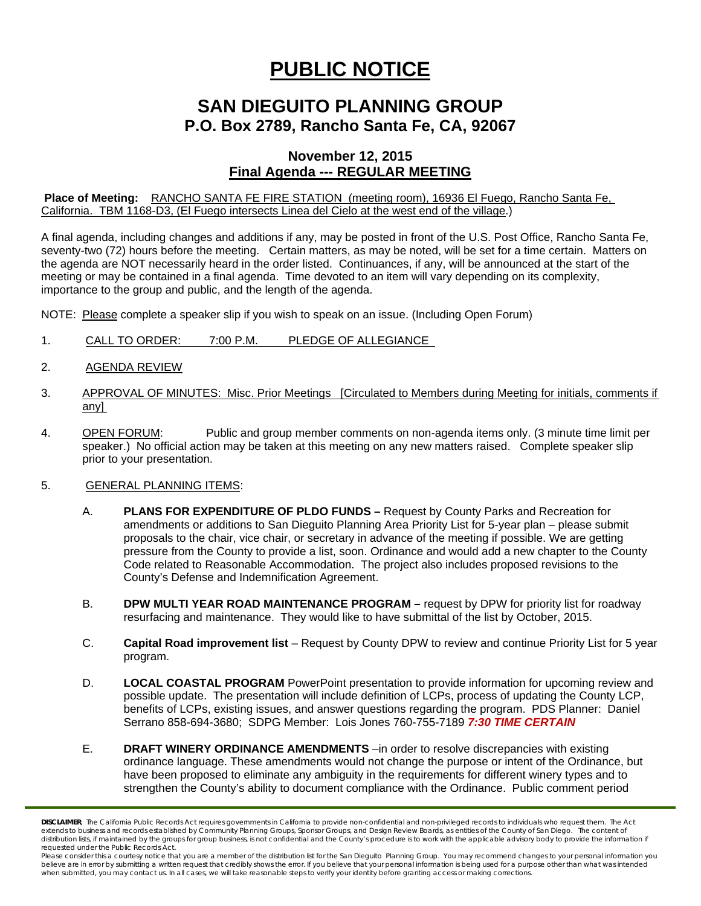# PUBLIC NOTICE

## SAN DIEGUITO PLANNING GROUP
## P.O. Box 2789, Rancho Santa Fe, CA, 92067

### November 12, 2015
### Final Agenda --- REGULAR MEETING

**Place of Meeting:** RANCHO SANTA FE FIRE STATION (meeting room), 16936 El Fuego, Rancho Santa Fe, California. TBM 1168-D3, (El Fuego intersects Linea del Cielo at the west end of the village.)

A final agenda, including changes and additions if any, may be posted in front of the U.S. Post Office, Rancho Santa Fe, seventy-two (72) hours before the meeting. Certain matters, as may be noted, will be set for a time certain. Matters on the agenda are NOT necessarily heard in the order listed. Continuances, if any, will be announced at the start of the meeting or may be contained in a final agenda. Time devoted to an item will vary depending on its complexity, importance to the group and public, and the length of the agenda.

NOTE: Please complete a speaker slip if you wish to speak on an issue. (Including Open Forum)

1. CALL TO ORDER: 7:00 P.M. PLEDGE OF ALLEGIANCE

2. AGENDA REVIEW

3. APPROVAL OF MINUTES: Misc. Prior Meetings [Circulated to Members during Meeting for initials, comments if any]

4. OPEN FORUM: Public and group member comments on non-agenda items only. (3 minute time limit per speaker.) No official action may be taken at this meeting on any new matters raised. Complete speaker slip prior to your presentation.

5. GENERAL PLANNING ITEMS:

   A. **PLANS FOR EXPENDITURE OF PLDO FUNDS –** Request by County Parks and Recreation for amendments or additions to San Dieguito Planning Area Priority List for 5-year plan – please submit proposals to the chair, vice chair, or secretary in advance of the meeting if possible. We are getting pressure from the County to provide a list, soon. Ordinance and would add a new chapter to the County Code related to Reasonable Accommodation. The project also includes proposed revisions to the County's Defense and Indemnification Agreement.

   B. **DPW MULTI YEAR ROAD MAINTENANCE PROGRAM –** request by DPW for priority list for roadway resurfacing and maintenance. They would like to have submittal of the list by October, 2015.

   C. **Capital Road improvement list** – Request by County DPW to review and continue Priority List for 5 year program.

   D. **LOCAL COASTAL PROGRAM** PowerPoint presentation to provide information for upcoming review and possible update. The presentation will include definition of LCPs, process of updating the County LCP, benefits of LCPs, existing issues, and answer questions regarding the program. PDS Planner: Daniel Serrano 858-694-3680; SDPG Member: Lois Jones 760-755-7189 ***7:30 TIME CERTAIN***

   E. **DRAFT WINERY ORDINANCE AMENDMENTS** –in order to resolve discrepancies with existing ordinance language. These amendments would not change the purpose or intent of the Ordinance, but have been proposed to eliminate any ambiguity in the requirements for different winery types and to strengthen the County's ability to document compliance with the Ordinance. Public comment period

**DISCLAIMER**; The California Public Records Act requires governments in California to provide non-confidential and non-privileged records to individuals who request them. The Act extends to business and records established by Community Planning Groups, Sponsor Groups, and Design Review Boards, as entities of the County of San Diego. The content of distribution lists, if maintained by the groups for group business, is not confidential and the County's procedure is to work with the applicable advisory body to provide the information if requested under the Public Records Act.

Please consider this a courtesy notice that you are a member of the distribution list for the San Dieguito Planning Group. You may recommend changes to your personal information you believe are in error by submitting a written request that credibly shows the error. If you believe that your personal information is being used for a purpose other than what was intended when submitted, you may contact us. In all cases, we will take reasonable steps to verify your identity before granting access or making corrections.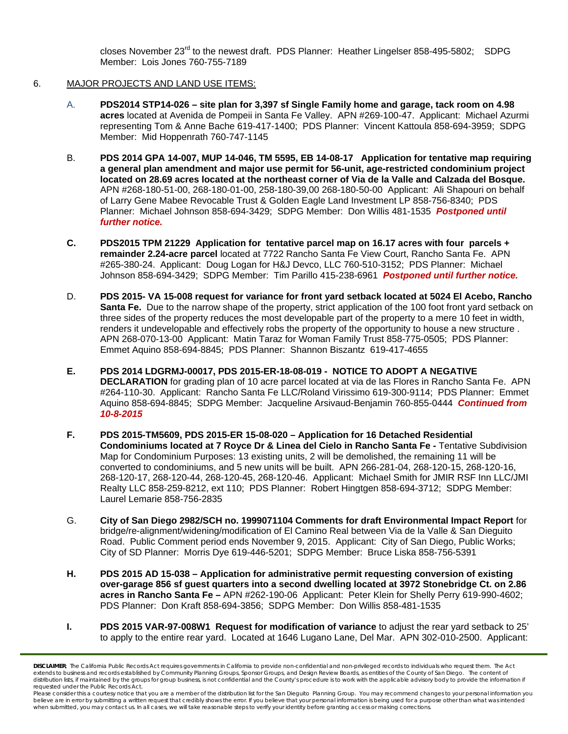closes November 23rd to the newest draft. PDS Planner: Heather Lingelser 858-495-5802; SDPG Member: Lois Jones 760-755-7189

6. MAJOR PROJECTS AND LAND USE ITEMS:

A. **PDS2014 STP14-026 – site plan for 3,397 sf Single Family home and garage, tack room on 4.98 acres** located at Avenida de Pompeii in Santa Fe Valley. APN #269-100-47. Applicant: Michael Azurmi representing Tom & Anne Bache 619-417-1400; PDS Planner: Vincent Kattoula 858-694-3959; SDPG Member: Mid Hoppenrath 760-747-1145

B. **PDS 2014 GPA 14-007, MUP 14-046, TM 5595, EB 14-08-17 Application for tentative map requiring a general plan amendment and major use permit for 56-unit, age-restricted condominium project located on 28.69 acres located at the northeast corner of Via de la Valle and Calzada del Bosque.** APN #268-180-51-00, 268-180-01-00, 258-180-39,00 268-180-50-00 Applicant: Ali Shapouri on behalf of Larry Gene Mabee Revocable Trust & Golden Eagle Land Investment LP 858-756-8340; PDS Planner: Michael Johnson 858-694-3429; SDPG Member: Don Willis 481-1535 ***Postponed until further notice.***

**C. PDS2015 TPM 21229 Application for tentative parcel map on 16.17 acres with four parcels + remainder 2.24-acre parcel** located at 7722 Rancho Santa Fe View Court, Rancho Santa Fe. APN #265-380-24. Applicant: Doug Logan for H&J Devco, LLC 760-510-3152; PDS Planner: Michael Johnson 858-694-3429; SDPG Member: Tim Parillo 415-238-6961 ***Postponed until further notice.***

D. **PDS 2015- VA 15-008 request for variance for front yard setback located at 5024 El Acebo, Rancho Santa Fe.** Due to the narrow shape of the property, strict application of the 100 foot front yard setback on three sides of the property reduces the most developable part of the property to a mere 10 feet in width, renders it undevelopable and effectively robs the property of the opportunity to house a new structure . APN 268-070-13-00 Applicant: Matin Taraz for Woman Family Trust 858-775-0505; PDS Planner: Emmet Aquino 858-694-8845; PDS Planner: Shannon Biszantz 619-417-4655

**E. PDS 2014 LDGRMJ-00017, PDS 2015-ER-18-08-019 - NOTICE TO ADOPT A NEGATIVE DECLARATION** for grading plan of 10 acre parcel located at via de las Flores in Rancho Santa Fe. APN #264-110-30. Applicant: Rancho Santa Fe LLC/Roland Virissimo 619-300-9114; PDS Planner: Emmet Aquino 858-694-8845; SDPG Member: Jacqueline Arsivaud-Benjamin 760-855-0444 ***Continued from 10-8-2015***

**F. PDS 2015-TM5609, PDS 2015-ER 15-08-020 – Application for 16 Detached Residential Condominiums located at 7 Royce Dr & Linea del Cielo in Rancho Santa Fe -** Tentative Subdivision Map for Condominium Purposes: 13 existing units, 2 will be demolished, the remaining 11 will be converted to condominiums, and 5 new units will be built. APN 266-281-04, 268-120-15, 268-120-16, 268-120-17, 268-120-44, 268-120-45, 268-120-46. Applicant: Michael Smith for JMIR RSF Inn LLC/JMI Realty LLC 858-259-8212, ext 110; PDS Planner: Robert Hingtgen 858-694-3712; SDPG Member: Laurel Lemarie 858-756-2835

G. **City of San Diego 2982/SCH no. 1999071104 Comments for draft Environmental Impact Report** for bridge/re-alignment/widening/modification of El Camino Real between Via de la Valle & San Dieguito Road. Public Comment period ends November 9, 2015. Applicant: City of San Diego, Public Works; City of SD Planner: Morris Dye 619-446-5201; SDPG Member: Bruce Liska 858-756-5391

**H. PDS 2015 AD 15-038 – Application for administrative permit requesting conversion of existing over-garage 856 sf guest quarters into a second dwelling located at 3972 Stonebridge Ct. on 2.86 acres in Rancho Santa Fe –** APN #262-190-06 Applicant: Peter Klein for Shelly Perry 619-990-4602; PDS Planner: Don Kraft 858-694-3856; SDPG Member: Don Willis 858-481-1535

**I. PDS 2015 VAR-97-008W1 Request for modification of variance** to adjust the rear yard setback to 25' to apply to the entire rear yard. Located at 1646 Lugano Lane, Del Mar. APN 302-010-2500. Applicant:

**DISCLAIMER**; The California Public Records Act requires governments in California to provide non-confidential and non-privileged records to individuals who request them. The Act extends to business and records established by Community Planning Groups, Sponsor Groups, and Design Review Boards, as entities of the County of San Diego. The content of distribution lists, if maintained by the groups for group business, is not confidential and the County's procedure is to work with the applicable advisory body to provide the information if requested under the Public Records Act.

Please consider this a courtesy notice that you are a member of the distribution list for the San Dieguito Planning Group. You may recommend changes to your personal information you believe are in error by submitting a written request that credibly shows the error. If you believe that your personal information is being used for a purpose other than what was intended when submitted, you may contact us. In all cases, we will take reasonable steps to verify your identity before granting access or making corrections.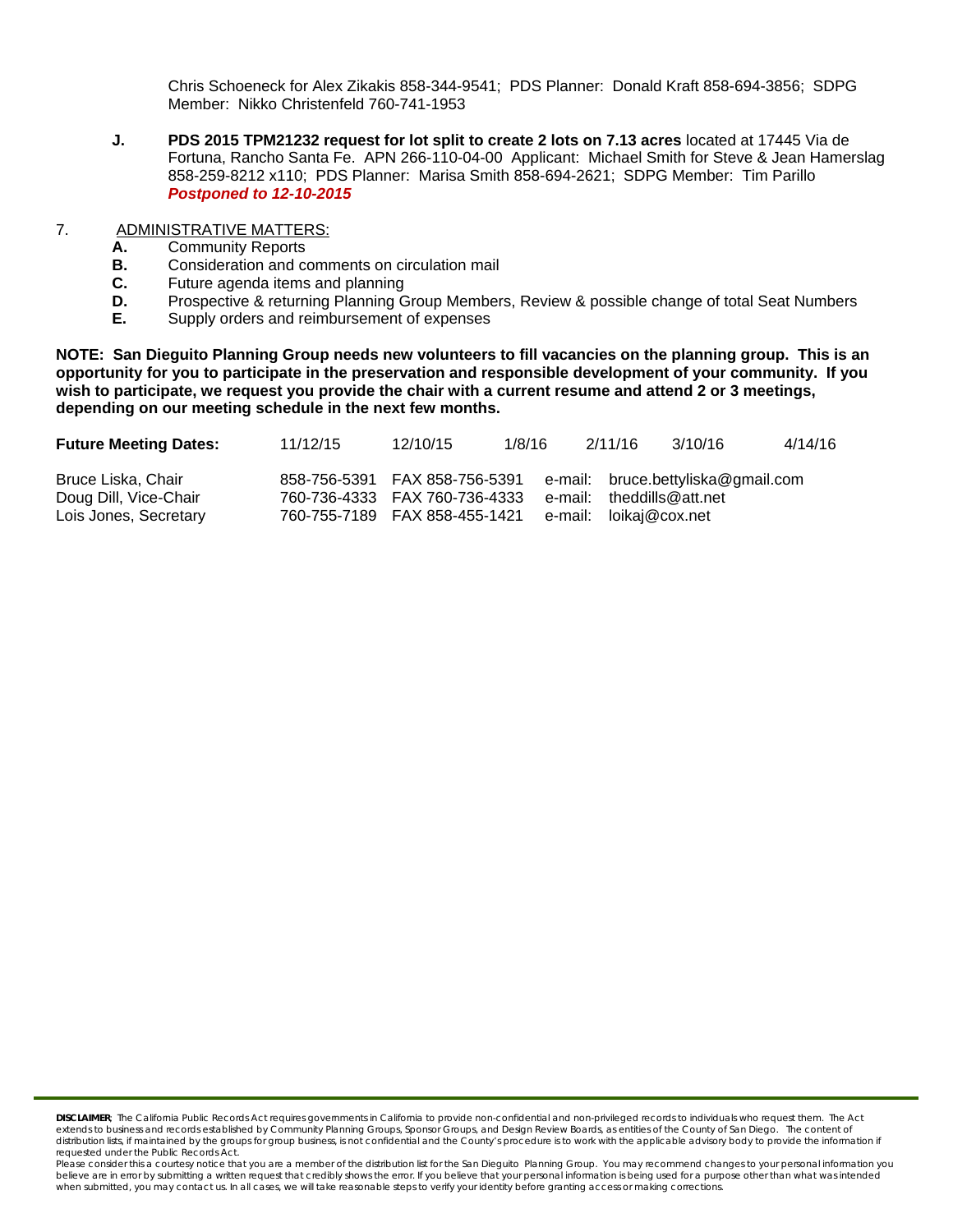Chris Schoeneck for Alex Zikakis 858-344-9541; PDS Planner: Donald Kraft 858-694-3856; SDPG Member: Nikko Christenfeld 760-741-1953

**J.** **PDS 2015 TPM21232 request for lot split to create 2 lots on 7.13 acres** located at 17445 Via de Fortuna, Rancho Santa Fe. APN 266-110-04-00 Applicant: Michael Smith for Steve & Jean Hamerslag 858-259-8212 x110; PDS Planner: Marisa Smith 858-694-2621; SDPG Member: Tim Parillo ***Postponed to 12-10-2015***

7. ADMINISTRATIVE MATTERS:

**A.** Community Reports
**B.** Consideration and comments on circulation mail
**C.** Future agenda items and planning
**D.** Prospective & returning Planning Group Members, Review & possible change of total Seat Numbers
**E.** Supply orders and reimbursement of expenses

**NOTE: San Dieguito Planning Group needs new volunteers to fill vacancies on the planning group. This is an opportunity for you to participate in the preservation and responsible development of your community. If you wish to participate, we request you provide the chair with a current resume and attend 2 or 3 meetings, depending on our meeting schedule in the next few months.**

| | | | | | | |
|---|---|---|---|---|---|---|
| **Future Meeting Dates:** | 11/12/15 | 12/10/15 | 1/8/16 | 2/11/16 | 3/10/16 | 4/14/16 |

| | | | |
|---|---|---|---|
| Bruce Liska, Chair | 858-756-5391 | FAX 858-756-5391 | e-mail: bruce.bettyliska@gmail.com |
| Doug Dill, Vice-Chair | 760-736-4333 | FAX 760-736-4333 | e-mail: theddills@att.net |
| Lois Jones, Secretary | 760-755-7189 | FAX 858-455-1421 | e-mail: loikaj@cox.net |

**DISCLAIMER**; The California Public Records Act requires governments in California to provide non-confidential and non-privileged records to individuals who request them. The Act extends to business and records established by Community Planning Groups, Sponsor Groups, and Design Review Boards, as entities of the County of San Diego. The content of distribution lists, if maintained by the groups for group business, is not confidential and the County's procedure is to work with the applicable advisory body to provide the information if requested under the Public Records Act.

Please consider this a courtesy notice that you are a member of the distribution list for the San Dieguito Planning Group. You may recommend changes to your personal information you believe are in error by submitting a written request that credibly shows the error. If you believe that your personal information is being used for a purpose other than what was intended when submitted, you may contact us. In all cases, we will take reasonable steps to verify your identity before granting access or making corrections.